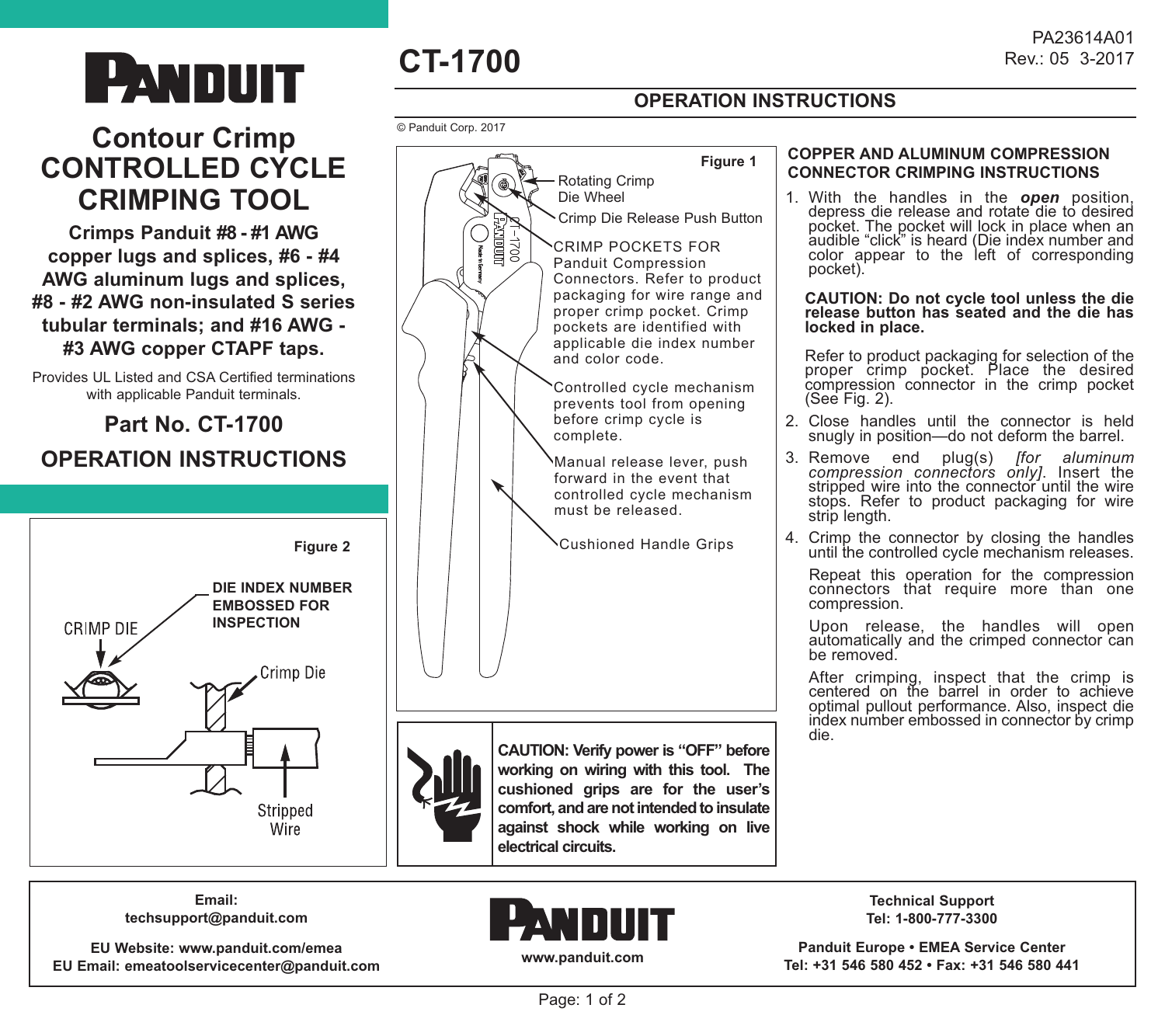# PANDUIT

## Contour Crimp CONTROLLED CYCLE CRIMPING TOOL

**Crimps Panduit #8 - #1 AWG copper lugs and splices, #6 - #4 AWG aluminum lugs and splices, #8 - #2 AWG non-insulated S series tubular terminals; and #16 AWG - #3 AWG copper CTAPF taps.**

Provides UL Listed and CSA Certified terminations with applicable Panduit terminals.

### Part No. CT-1700

### OPERATION INSTRUCTIONS

**Figure 2**

CRIMP DIE

**DIE INDEX NUMBER EMBOSSED FOR INSPECTION**

Crimp Die

Stripped Wire

# CT-1700

PA23614A01
Rev.: 05 3-2017

## OPERATION INSTRUCTIONS

© Panduit Corp. 2017

**Figure 1**

- Rotating Crimp Die Wheel
- Crimp Die Release Push Button
- CRIMP POCKETS FOR Panduit Compression Connectors. Refer to product packaging for wire range and proper crimp pocket. Crimp pockets are identified with applicable die index number and color code.
- Controlled cycle mechanism prevents tool from opening before crimp cycle is complete.
- Manual release lever, push forward in the event that controlled cycle mechanism must be released.
- Cushioned Handle Grips

**CAUTION: Verify power is "OFF" before working on wiring with this tool. The cushioned grips are for the user's comfort, and are not intended to insulate against shock while working on live electrical circuits.**

### COPPER AND ALUMINUM COMPRESSION CONNECTOR CRIMPING INSTRUCTIONS

1. With the handles in the ***open*** position, depress die release and rotate die to desired pocket. The pocket will lock in place when an audible "click" is heard (Die index number and color appear to the left of corresponding pocket).

   **CAUTION: Do not cycle tool unless the die release button has seated and the die has locked in place.**

   Refer to product packaging for selection of the proper crimp pocket. Place the desired compression connector in the crimp pocket (See Fig. 2).

2. Close handles until the connector is held snugly in position—do not deform the barrel.
3. Remove end plug(s) *[for aluminum compression connectors only]*. Insert the stripped wire into the connector until the wire stops. Refer to product packaging for wire strip length.
4. Crimp the connector by closing the handles until the controlled cycle mechanism releases.

   Repeat this operation for the compression connectors that require more than one compression.

   Upon release, the handles will open automatically and the crimped connector can be removed.

   After crimping, inspect that the crimp is centered on the barrel in order to achieve optimal pullout performance. Also, inspect die index number embossed in connector by crimp die.

---

**Email:** techsupport@panduit.com

**EU Website: www.panduit.com/emea**
**EU Email: emeatoolservicecenter@panduit.com**

PANDUIT
**www.panduit.com**

**Technical Support**
**Tel: 1-800-777-3300**

**Panduit Europe • EMEA Service Center**
**Tel: +31 546 580 452 • Fax: +31 546 580 441**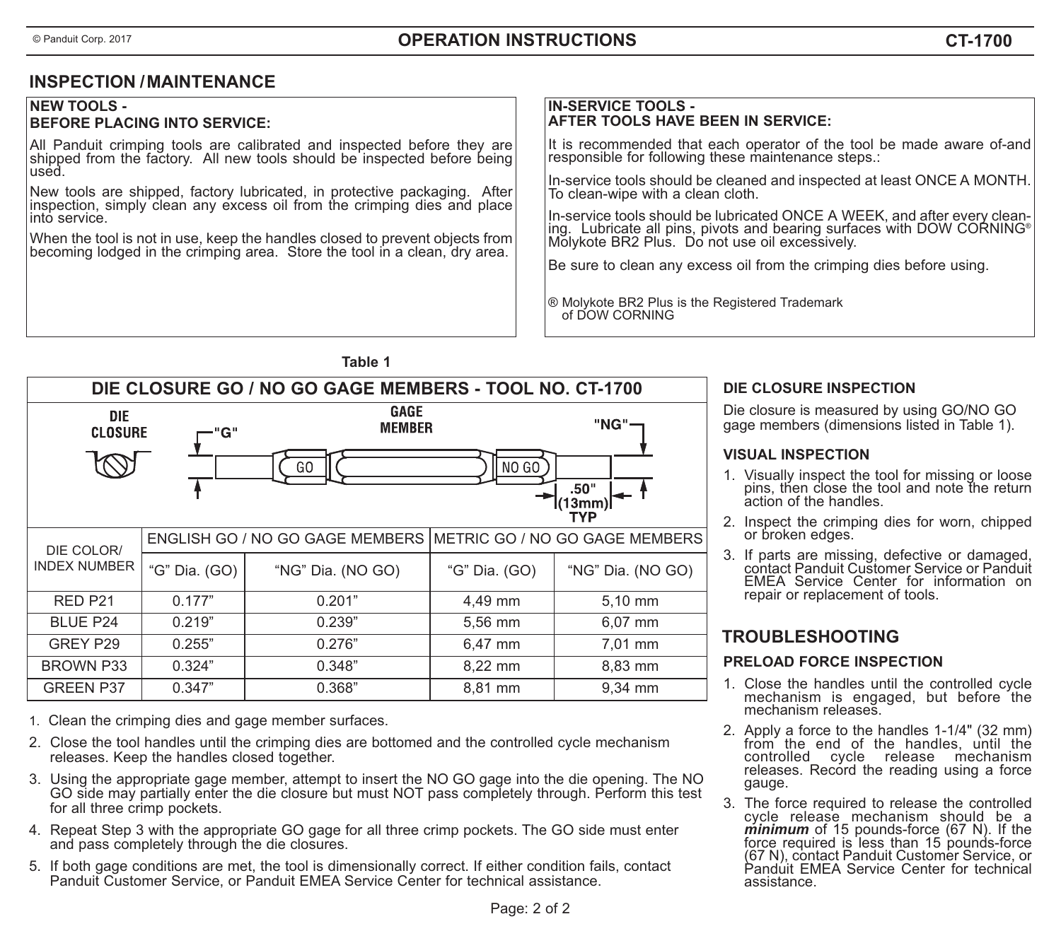# INSPECTION / MAINTENANCE

### NEW TOOLS - BEFORE PLACING INTO SERVICE:

All Panduit crimping tools are calibrated and inspected before they are shipped from the factory. All new tools should be inspected before being used.

New tools are shipped, factory lubricated, in protective packaging. After inspection, simply clean any excess oil from the crimping dies and place into service.

When the tool is not in use, keep the handles closed to prevent objects from becoming lodged in the crimping area. Store the tool in a clean, dry area.

### IN-SERVICE TOOLS - AFTER TOOLS HAVE BEEN IN SERVICE:

It is recommended that each operator of the tool be made aware of-and responsible for following these maintenance steps.:

In-service tools should be cleaned and inspected at least ONCE A MONTH. To clean-wipe with a clean cloth.

In-service tools should be lubricated ONCE A WEEK, and after every cleaning. Lubricate all pins, pivots and bearing surfaces with DOW CORNING® Molykote BR2 Plus. Do not use oil excessively.

Be sure to clean any excess oil from the crimping dies before using.

® Molykote BR2 Plus is the Registered Trademark of DOW CORNING

**Table 1**

**DIE CLOSURE GO / NO GO GAGE MEMBERS - TOOL NO. CT-1700**

DIE CLOSURE

"G"

GAGE MEMBER

GO

NO GO

"NG"

.50" (13mm) TYP

| DIE COLOR/ INDEX NUMBER | ENGLISH GO / NO GO GAGE MEMBERS | | METRIC GO / NO GO GAGE MEMBERS | |
|---|---|---|---|---|
| | "G" Dia. (GO) | "NG" Dia. (NO GO) | "G" Dia. (GO) | "NG" Dia. (NO GO) |
| RED P21 | 0.177" | 0.201" | 4,49 mm | 5,10 mm |
| BLUE P24 | 0.219" | 0.239" | 5,56 mm | 6,07 mm |
| GREY P29 | 0.255" | 0.276" | 6,47 mm | 7,01 mm |
| BROWN P33 | 0.324" | 0.348" | 8,22 mm | 8,83 mm |
| GREEN P37 | 0.347" | 0.368" | 8,81 mm | 9,34 mm |

1. Clean the crimping dies and gage member surfaces.
2. Close the tool handles until the crimping dies are bottomed and the controlled cycle mechanism releases. Keep the handles closed together.
3. Using the appropriate gage member, attempt to insert the NO GO gage into the die opening. The NO GO side may partially enter the die closure but must NOT pass completely through. Perform this test for all three crimp pockets.
4. Repeat Step 3 with the appropriate GO gage for all three crimp pockets. The GO side must enter and pass completely through the die closures.
5. If both gage conditions are met, the tool is dimensionally correct. If either condition fails, contact Panduit Customer Service, or Panduit EMEA Service Center for technical assistance.

### DIE CLOSURE INSPECTION

Die closure is measured by using GO/NO GO gage members (dimensions listed in Table 1).

### VISUAL INSPECTION

1. Visually inspect the tool for missing or loose pins, then close the tool and note the return action of the handles.
2. Inspect the crimping dies for worn, chipped or broken edges.
3. If parts are missing, defective or damaged, contact Panduit Customer Service or Panduit EMEA Service Center for information on repair or replacement of tools.

## TROUBLESHOOTING

### PRELOAD FORCE INSPECTION

1. Close the handles until the controlled cycle mechanism is engaged, but before the mechanism releases.
2. Apply a force to the handles 1-1/4" (32 mm) from the end of the handles, until the controlled cycle release mechanism releases. Record the reading using a force gauge.
3. The force required to release the controlled cycle release mechanism should be a ***minimum*** of 15 pounds-force (67 N). If the force required is less than 15 pounds-force (67 N), contact Panduit Customer Service, or Panduit EMEA Service Center for technical assistance.